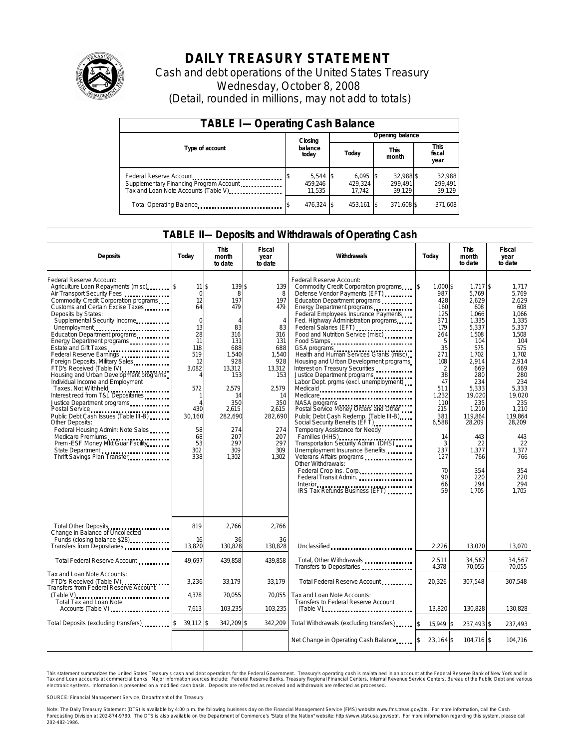# DAILY TREASURY STATEMENT

Cash and debt operations of the United States Treasury

Wednesday, October 8, 2008

(Detail, rounded in millions, may not add to totals)

## TABLE I—Operating Cash Balance

| Type of account | Closing balance today | Opening balance Today | Opening balance This month | Opening balance This fiscal year |
|---|---|---|---|---|
| Federal Reserve Account | $ 5,544 | $ 6,095 | $ 32,988 | $ 32,988 |
| Supplementary Financing Program Account | 459,246 | 429,324 | 299,491 | 299,491 |
| Tax and Loan Note Accounts (Table V) | 11,535 | 17,742 | 39,129 | 39,129 |
| Total Operating Balance | $ 476,324 | $ 453,161 | $ 371,608 | $ 371,608 |

## TABLE II—Deposits and Withdrawals of Operating Cash

| Deposits | Today | This month to date | Fiscal year to date | Withdrawals | Today | This month to date | Fiscal year to date |
|---|---|---|---|---|---|---|---|
| Federal Reserve Account: | | | | Federal Reserve Account: | | | |
| Agriculture Loan Repayments (misc) | $ 11 | $ 139 | $ 139 | Commodity Credit Corporation programs | $ 1,000 | $ 1,717 | $ 1,717 |
| Air Transport Security Fees | 0 | 8 | 8 | Defense Vendor Payments (EFT) | 987 | 5,769 | 5,769 |
| Commodity Credit Corporation programs | 12 | 197 | 197 | Education Department programs | 428 | 2,629 | 2,629 |
| Customs and Certain Excise Taxes | 64 | 479 | 479 | Energy Department programs | 160 | 608 | 608 |
| Deposits by States: | | | | Federal Employees Insurance Payments | 125 | 1,066 | 1,066 |
| Supplemental Security Income | 0 | 4 | 4 | Fed. Highway Administration programs | 371 | 1,335 | 1,335 |
| Unemployment | 13 | 83 | 83 | Federal Salaries (EFT) | 179 | 5,337 | 5,337 |
| Education Department programs | 28 | 316 | 316 | Food and Nutrition Service (misc) | 264 | 1,508 | 1,508 |
| Energy Department programs | 11 | 131 | 131 | Food Stamps | 5 | 104 | 104 |
| Estate and Gift Taxes | 118 | 688 | 688 | GSA programs | 35 | 575 | 575 |
| Federal Reserve Earnings | 519 | 1,540 | 1,540 | Health and Human Services Grants (misc) | 271 | 1,702 | 1,702 |
| Foreign Deposits, Military Sales | 12 | 928 | 928 | Housing and Urban Development programs | 108 | 2,914 | 2,914 |
| FTD's Received (Table IV) | 3,082 | 13,312 | 13,312 | Interest on Treasury Securities | 2 | 669 | 669 |
| Housing and Urban Development programs | 4 | 153 | 153 | Justice Department programs | 38 | 280 | 280 |
| Individual Income and Employment | | | | Labor Dept. prgms (excl. unemployment) | 47 | 234 | 234 |
| Taxes, Not Withheld | 572 | 2,579 | 2,579 | Medicaid | 511 | 5,333 | 5,333 |
| Interest recd from T&L Depositaries | 1 | 14 | 14 | Medicare | 1,232 | 19,020 | 19,020 |
| Justice Department programs | 4 | 350 | 350 | NASA programs | 110 | 235 | 235 |
| Postal Service | 430 | 2,615 | 2,615 | Postal Service Money Orders and Other | 215 | 1,210 | 1,210 |
| Public Debt Cash Issues (Table III-B) | 30,160 | 282,690 | 282,690 | Public Debt Cash Redemp. (Table III-B) | 381 | 119,864 | 119,864 |
| Other Deposits: | | | | Social Security Benefits (EFT) | 6,588 | 28,209 | 28,209 |
| Federal Housing Admin: Note Sales | 58 | 274 | 274 | Temporary Assistance for Needy | | | |
| Medicare Premiums | 68 | 207 | 207 | Families (HHS) | 14 | 443 | 443 |
| Prem -ESF Money Mkt Guar Facility | 53 | 297 | 297 | Transportation Security Admin. (DHS) | 3 | 22 | 22 |
| State Department | 302 | 309 | 309 | Unemployment Insurance Benefits | 237 | 1,377 | 1,377 |
| Thrift Savings Plan Transfer | 338 | 1,302 | 1,302 | Veterans Affairs programs | 127 | 766 | 766 |
| | | | | Other Withdrawals: | | | |
| | | | | Federal Crop Ins. Corp. | 70 | 354 | 354 |
| | | | | Federal Transit Admin. | 90 | 220 | 220 |
| | | | | Interior | 66 | 294 | 294 |
| | | | | IRS Tax Refunds Business (EFT) | 59 | 1,705 | 1,705 |
| Total Other Deposits | 819 | 2,766 | 2,766 | | | | |
| Change in Balance of Uncollected Funds (closing balance $28) | 16 | 36 | 36 | | | | |
| Transfers from Depositaries | 13,820 | 130,828 | 130,828 | Unclassified | 2,226 | 13,070 | 13,070 |
| Total Federal Reserve Account | 49,697 | 439,858 | 439,858 | Total, Other Withdrawals | 2,511 | 34,567 | 34,567 |
| | | | | Transfers to Depositaries | 4,378 | 70,055 | 70,055 |
| Tax and Loan Note Accounts: | | | | | | | |
| FTD's Received (Table IV) | 3,236 | 33,179 | 33,179 | Total Federal Reserve Account | 20,326 | 307,548 | 307,548 |
| Transfers from Federal Reserve Account (Table V) | 4,378 | 70,055 | 70,055 | Tax and Loan Note Accounts: | | | |
| Total Tax and Loan Note Accounts (Table V) | 7,613 | 103,235 | 103,235 | Transfers to Federal Reserve Account (Table V) | 13,820 | 130,828 | 130,828 |
| Total Deposits (excluding transfers) | $ 39,112 | $ 342,209 | $ 342,209 | Total Withdrawals (excluding transfers) | $ 15,949 | $ 237,493 | $ 237,493 |
| | | | | Net Change in Operating Cash Balance | $ 23,164 | $ 104,716 | $ 104,716 |

This statement summarizes the United States Treasury's cash and debt operations for the Federal Government. Treasury's operating cash is maintained in an account at the Federal Reserve Bank of New York and in Tax and Loan accounts at commercial banks. Major information sources include: Federal Reserve Banks, Treasury Regional Financial Centers, Internal Revenue Service Centers, Bureau of the Public Debt and various electronic systems. Information is presented on a modified cash basis. Deposits are reflected as received and withdrawals are reflected as processed.

SOURCE: Financial Management Service, Department of the Treasury

Note: The Daily Treasury Statement (DTS) is available by 4:00 p.m. the following business day on the Financial Management Service (FMS) website www.fms.treas.gov/dts. For more information, call the Cash Forecasting Division at 202-874-9790. The DTS is also available on the Department of Commerce's "State of the Nation" website: http://www.stat-usa.gov/sotn. For more information regarding this system, please call 202-482-1986.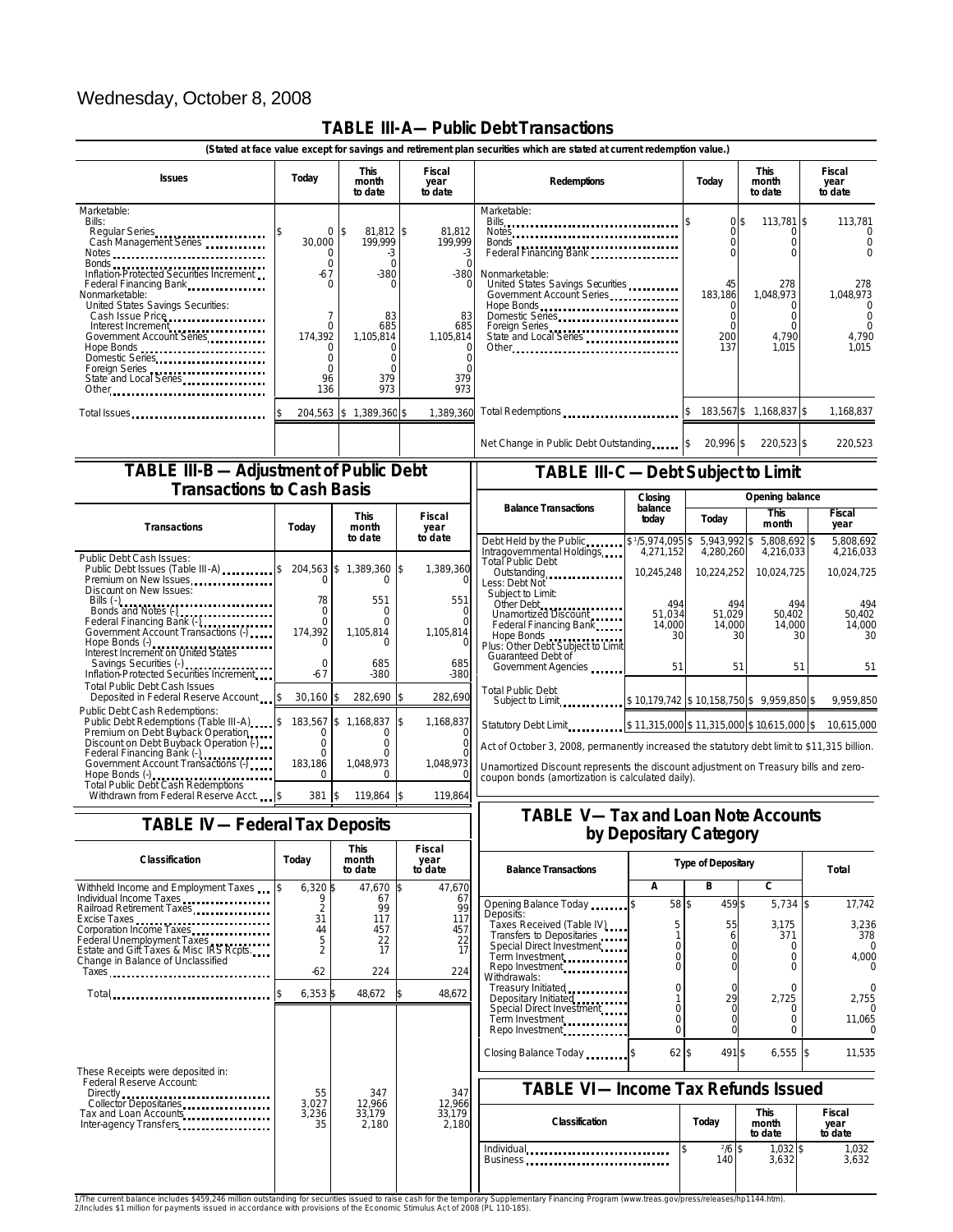Wednesday, October 8, 2008

# TABLE III-A— Public Debt Transactions

(Stated at face value except for savings and retirement plan securities which are stated at current redemption value.)

| Issues | Today | This month to date | Fiscal year to date |
|---|---|---|---|
| Marketable: | | | |
| Bills: | | | |
| Regular Series | $ 0 | $ 81,812 | $ 81,812 |
| Cash Management Series | 30,000 | 199,999 | 199,999 |
| Notes | 0 | -3 | -3 |
| Bonds | 0 | 0 | 0 |
| Inflation-Protected Securities Increment | -67 | -380 | -380 |
| Federal Financing Bank | 0 | 0 | 0 |
| Nonmarketable: | | | |
| United States Savings Securities: | | | |
| Cash Issue Price | 7 | 83 | 83 |
| Interest Increment | 0 | 685 | 685 |
| Government Account Series | 174,392 | 1,105,814 | 1,105,814 |
| Hope Bonds | 0 | 0 | 0 |
| Domestic Series | 0 | 0 | 0 |
| Foreign Series | 0 | 0 | 0 |
| State and Local Series | 96 | 379 | 379 |
| Other | 136 | 973 | 973 |
| Total Issues | $ 204,563 | $ 1,389,360 | $ 1,389,360 |

| Redemptions | Today | This month to date | Fiscal year to date |
|---|---|---|---|
| Marketable: | | | |
| Bills | $ 0 | $ 113,781 | $ 113,781 |
| Notes | 0 | 0 | 0 |
| Bonds | 0 | 0 | 0 |
| Federal Financing Bank | 0 | 0 | 0 |
| Nonmarketable: | | | |
| United States Savings Securities | 45 | 278 | 278 |
| Government Account Series | 183,186 | 1,048,973 | 1,048,973 |
| Hope Bonds | 0 | 0 | 0 |
| Domestic Series | 0 | 0 | 0 |
| Foreign Series | 0 | 0 | 0 |
| State and Local Series | 200 | 4,790 | 4,790 |
| Other | 137 | 1,015 | 1,015 |
| Total Redemptions | $ 183,567 | $ 1,168,837 | $ 1,168,837 |
| Net Change in Public Debt Outstanding | $ 20,996 | $ 220,523 | $ 220,523 |

# TABLE III-B — Adjustment of Public Debt Transactions to Cash Basis

| Transactions | Today | This month to date | Fiscal year to date |
|---|---|---|---|
| Public Debt Cash Issues: | | | |
| Public Debt Issues (Table III-A) | $ 204,563 | $ 1,389,360 | $ 1,389,360 |
| Premium on New Issues | 0 | 0 | 0 |
| Discount on New Issues: | | | |
| Bills (-) | 78 | 551 | 551 |
| Bonds and Notes (-) | 0 | 0 | 0 |
| Federal Financing Bank (-) | 0 | 0 | 0 |
| Government Account Transactions (-) | 174,392 | 1,105,814 | 1,105,814 |
| Hope Bonds (-) | 0 | 0 | 0 |
| Interest Increment on United States Savings Securities (-) | 0 | 685 | 685 |
| Inflation-Protected Securities Increment | -67 | -380 | -380 |
| Total Public Debt Cash Issues Deposited in Federal Reserve Account | $ 30,160 | $ 282,690 | $ 282,690 |
| Public Debt Cash Redemptions: | | | |
| Public Debt Redemptions (Table III-A) | $ 183,567 | $ 1,168,837 | $ 1,168,837 |
| Premium on Debt Buyback Operation | 0 | 0 | 0 |
| Discount on Debt Buyback Operation (-) | 0 | 0 | 0 |
| Federal Financing Bank (-) | 0 | 0 | 0 |
| Government Account Transactions (-) | 183,186 | 1,048,973 | 1,048,973 |
| Hope Bonds (-) | 0 | 0 | 0 |
| Total Public Debt Cash Redemptions Withdrawn from Federal Reserve Acct. | $ 381 | $ 119,864 | $ 119,864 |

# TABLE III-C — Debt Subject to Limit

| Balance Transactions | Closing balance today | Opening balance Today | Opening balance This month | Opening balance Fiscal year |
|---|---|---|---|---|
| Debt Held by the Public | $ 1/5,974,095 | $ 5,943,992 | $ 5,808,692 | $ 5,808,692 |
| Intragovernmental Holdings | 4,271,152 | 4,280,260 | 4,216,033 | 4,216,033 |
| Total Public Debt Outstanding | 10,245,248 | 10,224,252 | 10,024,725 | 10,024,725 |
| Less: Debt Not Subject to Limit: | | | | |
| Other Debt | 494 | 494 | 494 | 494 |
| Unamortized Discount | 51,034 | 51,029 | 50,402 | 50,402 |
| Federal Financing Bank | 14,000 | 14,000 | 14,000 | 14,000 |
| Hope Bonds | 30 | 30 | 30 | 30 |
| Plus: Other Debt Subject to Limit Guaranteed Debt of Government Agencies | 51 | 51 | 51 | 51 |
| Total Public Debt Subject to Limit | $ 10,179,742 | $ 10,158,750 | $ 9,959,850 | $ 9,959,850 |
| Statutory Debt Limit | $ 11,315,000 | $ 11,315,000 | $ 10,615,000 | $ 10,615,000 |

Act of October 3, 2008, permanently increased the statutory debt limit to $11,315 billion.

Unamortized Discount represents the discount adjustment on Treasury bills and zero-coupon bonds (amortization is calculated daily).

# TABLE IV — Federal Tax Deposits

| Classification | Today | This month to date | Fiscal year to date |
|---|---|---|---|
| Withheld Income and Employment Taxes | $ 6,320 | $ 47,670 | $ 47,670 |
| Individual Income Taxes | 9 | 67 | 67 |
| Railroad Retirement Taxes | 2 | 99 | 99 |
| Excise Taxes | 31 | 117 | 117 |
| Corporation Income Taxes | 44 | 457 | 457 |
| Federal Unemployment Taxes | 5 | 22 | 22 |
| Estate and Gift Taxes & Misc IRS Rcpts. | 2 | 17 | 17 |
| Change in Balance of Unclassified Taxes | -62 | 224 | 224 |
| Total | $ 6,353 | $ 48,672 | $ 48,672 |
| These Receipts were deposited in: | | | |
| Federal Reserve Account: | | | |
| Directly | 55 | 347 | 347 |
| Collector Depositaries | 3,027 | 12,966 | 12,966 |
| Tax and Loan Accounts | 3,236 | 33,179 | 33,179 |
| Inter-agency Transfers | 35 | 2,180 | 2,180 |

# TABLE V— Tax and Loan Note Accounts by Depositary Category

| Balance Transactions | Type of Depositary A | Type of Depositary B | Type of Depositary C | Total |
|---|---|---|---|---|
| Opening Balance Today | $ 58 | $ 459 | $ 5,734 | $ 17,742 |
| Deposits: | | | | |
| Taxes Received (Table IV) | 5 | 55 | 3,175 | 3,236 |
| Transfers to Depositaries | 1 | 6 | 371 | 378 |
| Special Direct Investment | 0 | 0 | 0 | 0 |
| Term Investment | 0 | 0 | 0 | 4,000 |
| Repo Investment | 0 | 0 | 0 | 0 |
| Withdrawals: | | | | |
| Treasury Initiated | 0 | 0 | 0 | 0 |
| Depositary Initiated | 1 | 29 | 2,725 | 2,755 |
| Special Direct Investment | 0 | 0 | 0 | 0 |
| Term Investment | 0 | 0 | 0 | 11,065 |
| Repo Investment | 0 | 0 | 0 | 0 |
| Closing Balance Today | $ 62 | $ 491 | $ 6,555 | $ 11,535 |

# TABLE VI— Income Tax Refunds Issued

| Classification | Today | This month to date | Fiscal year to date |
|---|---|---|---|
| Individual | $ 2/6 | $ 1,032 | $ 1,032 |
| Business | 140 | 3,632 | 3,632 |

1/The current balance includes $459,246 million outstanding for securities issued to raise cash for the temporary Supplementary Financing Program (www.treas.gov/press/releases/hp1144.htm).
2/Includes $1 million for payments issued in accordance with provisions of the Economic Stimulus Act of 2008 (PL 110-185).